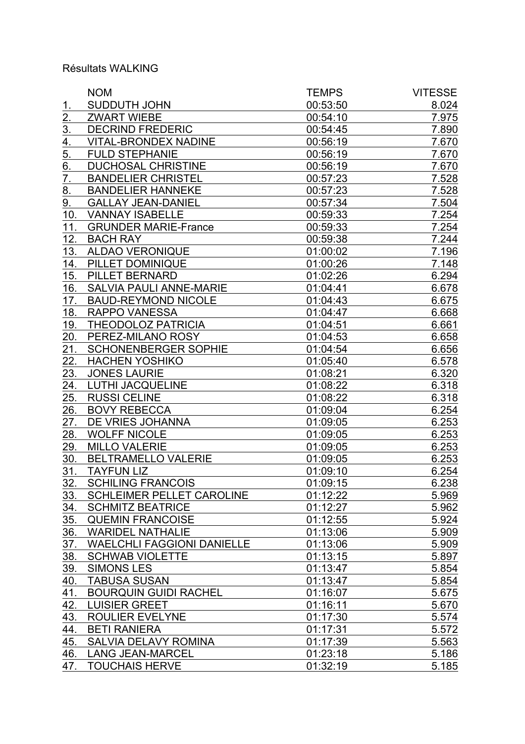Résultats WALKING

| | NOM | TEMPS | VITESSE |
|---|---|---|---|
| 1. | SUDDUTH JOHN | 00:53:50 | 8.024 |
| 2. | ZWART WIEBE | 00:54:10 | 7.975 |
| 3. | DECRIND FREDERIC | 00:54:45 | 7.890 |
| 4. | VITAL-BRONDEX NADINE | 00:56:19 | 7.670 |
| 5. | FULD STEPHANIE | 00:56:19 | 7.670 |
| 6. | DUCHOSAL CHRISTINE | 00:56:19 | 7.670 |
| 7. | BANDELIER CHRISTEL | 00:57:23 | 7.528 |
| 8. | BANDELIER HANNEKE | 00:57:23 | 7.528 |
| 9. | GALLAY JEAN-DANIEL | 00:57:34 | 7.504 |
| 10. | VANNAY ISABELLE | 00:59:33 | 7.254 |
| 11. | GRUNDER MARIE-France | 00:59:33 | 7.254 |
| 12. | BACH RAY | 00:59:38 | 7.244 |
| 13. | ALDAO VERONIQUE | 01:00:02 | 7.196 |
| 14. | PILLET DOMINIQUE | 01:00:26 | 7.148 |
| 15. | PILLET BERNARD | 01:02:26 | 6.294 |
| 16. | SALVIA PAULI ANNE-MARIE | 01:04:41 | 6.678 |
| 17. | BAUD-REYMOND NICOLE | 01:04:43 | 6.675 |
| 18. | RAPPO VANESSA | 01:04:47 | 6.668 |
| 19. | THEODOLOZ PATRICIA | 01:04:51 | 6.661 |
| 20. | PEREZ-MILANO ROSY | 01:04:53 | 6.658 |
| 21. | SCHONENBERGER SOPHIE | 01:04:54 | 6.656 |
| 22. | HACHEN YOSHIKO | 01:05:40 | 6.578 |
| 23. | JONES LAURIE | 01:08:21 | 6.320 |
| 24. | LUTHI JACQUELINE | 01:08:22 | 6.318 |
| 25. | RUSSI CELINE | 01:08:22 | 6.318 |
| 26. | BOVY REBECCA | 01:09:04 | 6.254 |
| 27. | DE VRIES JOHANNA | 01:09:05 | 6.253 |
| 28. | WOLFF NICOLE | 01:09:05 | 6.253 |
| 29. | MILLO VALERIE | 01:09:05 | 6.253 |
| 30. | BELTRAMELLO VALERIE | 01:09:05 | 6.253 |
| 31. | TAYFUN LIZ | 01:09:10 | 6.254 |
| 32. | SCHILING FRANCOIS | 01:09:15 | 6.238 |
| 33. | SCHLEIMER PELLET CAROLINE | 01:12:22 | 5.969 |
| 34. | SCHMITZ BEATRICE | 01:12:27 | 5.962 |
| 35. | QUEMIN FRANCOISE | 01:12:55 | 5.924 |
| 36. | WARIDEL NATHALIE | 01:13:06 | 5.909 |
| 37. | WAELCHLI FAGGIONI DANIELLE | 01:13:06 | 5.909 |
| 38. | SCHWAB VIOLETTE | 01:13:15 | 5.897 |
| 39. | SIMONS LES | 01:13:47 | 5.854 |
| 40. | TABUSA SUSAN | 01:13:47 | 5.854 |
| 41. | BOURQUIN GUIDI RACHEL | 01:16:07 | 5.675 |
| 42. | LUISIER GREET | 01:16:11 | 5.670 |
| 43. | ROULIER EVELYNE | 01:17:30 | 5.574 |
| 44. | BETI RANIERA | 01:17:31 | 5.572 |
| 45. | SALVIA DELAVY ROMINA | 01:17:39 | 5.563 |
| 46. | LANG JEAN-MARCEL | 01:23:18 | 5.186 |
| 47. | TOUCHAIS HERVE | 01:32:19 | 5.185 |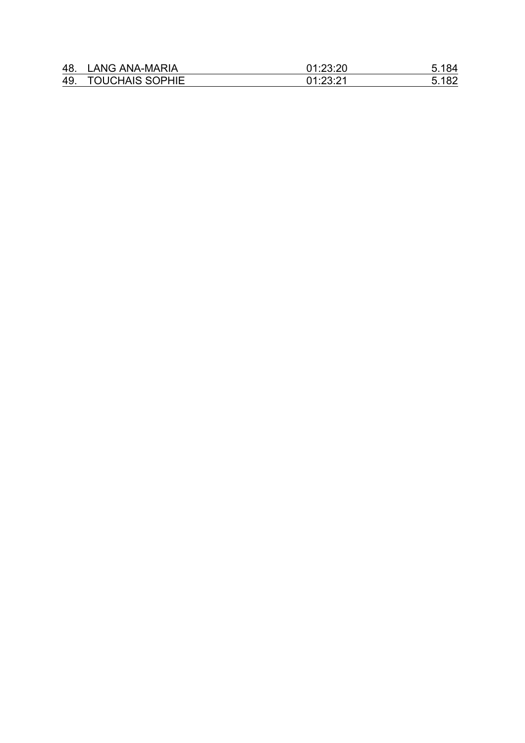| | | | |
|---|---|---|---|
| 48. | LANG ANA-MARIA | 01:23:20 | 5.184 |
| 49. | TOUCHAIS SOPHIE | 01:23:21 | 5.182 |